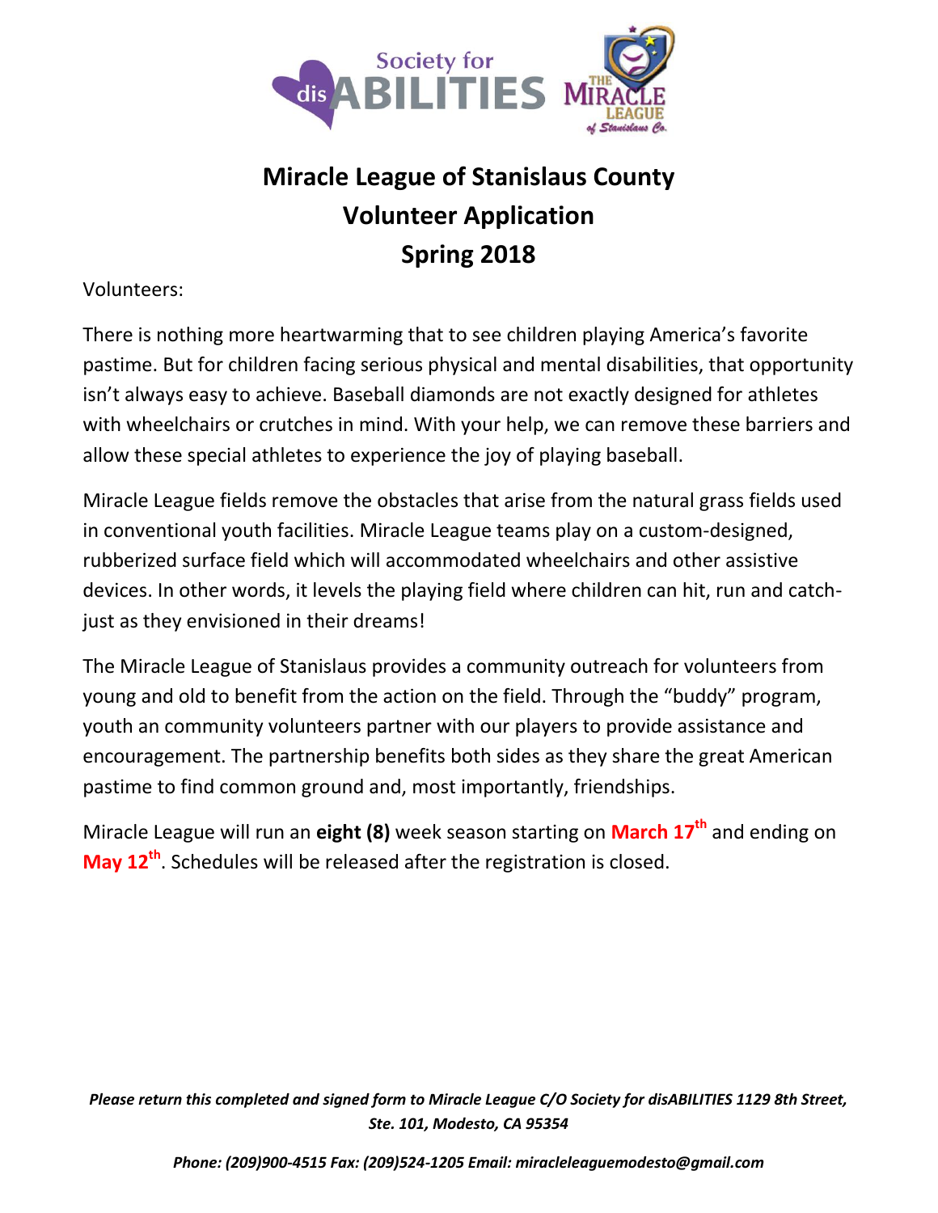# Miracle League of Stanislaus County
# Volunteer Application
# Spring 2018

Volunteers:

There is nothing more heartwarming that to see children playing America's favorite pastime. But for children facing serious physical and mental disabilities, that opportunity isn't always easy to achieve. Baseball diamonds are not exactly designed for athletes with wheelchairs or crutches in mind. With your help, we can remove these barriers and allow these special athletes to experience the joy of playing baseball.

Miracle League fields remove the obstacles that arise from the natural grass fields used in conventional youth facilities. Miracle League teams play on a custom-designed, rubberized surface field which will accommodated wheelchairs and other assistive devices. In other words, it levels the playing field where children can hit, run and catch- just as they envisioned in their dreams!

The Miracle League of Stanislaus provides a community outreach for volunteers from young and old to benefit from the action on the field. Through the "buddy" program, youth an community volunteers partner with our players to provide assistance and encouragement. The partnership benefits both sides as they share the great American pastime to find common ground and, most importantly, friendships.

Miracle League will run an **eight (8)** week season starting on **March 17th** and ending on **May 12th**. Schedules will be released after the registration is closed.

***Please return this completed and signed form to Miracle League C/O Society for disABILITIES 1129 8th Street, Ste. 101, Modesto, CA 95354***

***Phone: (209)900-4515 Fax: (209)524-1205 Email: miracleleaguemodesto@gmail.com***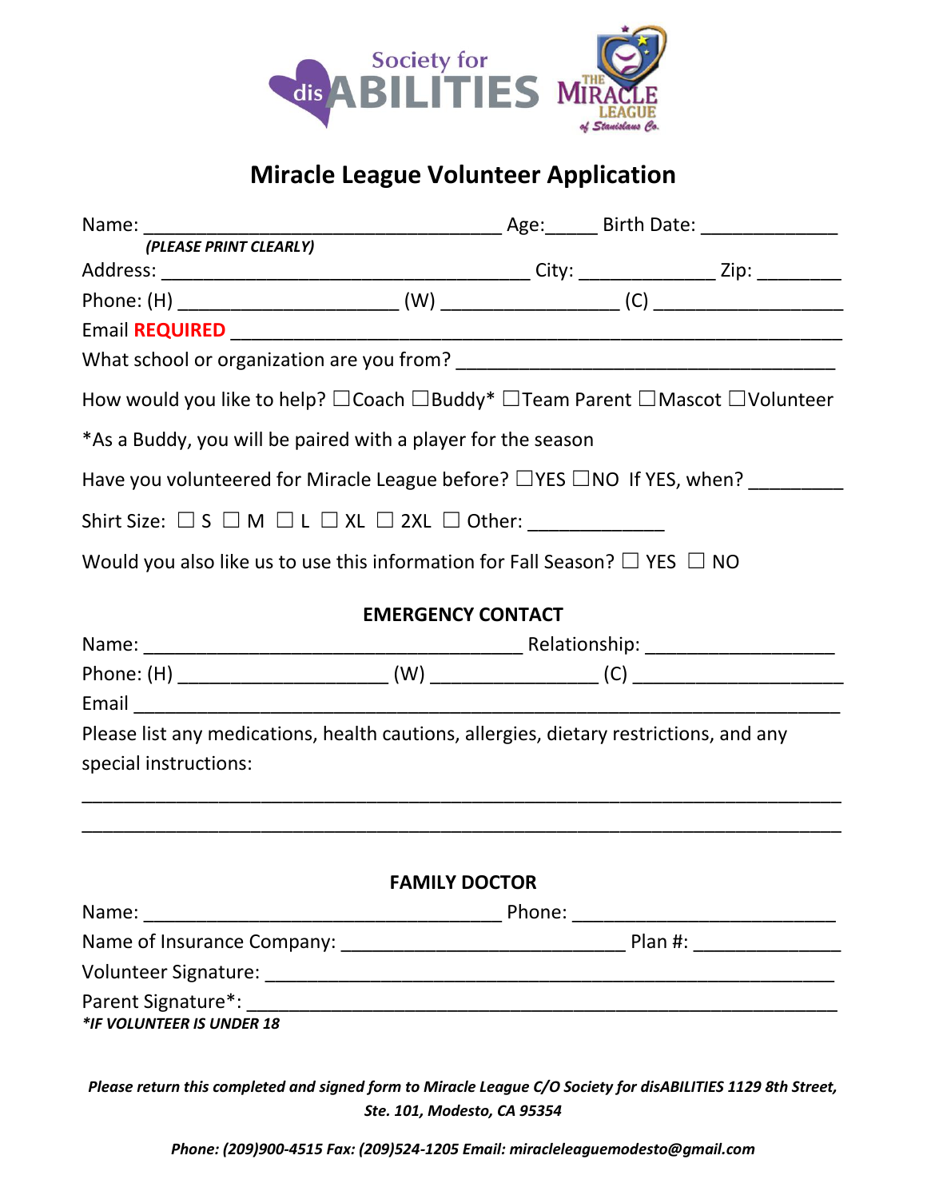Society for disABILITIES

THE MIRACLE LEAGUE of Stanislaus Co.

# Miracle League Volunteer Application

Name: ______________________________ Age:_____ Birth Date: _____________
*(PLEASE PRINT CLEARLY)*

Address: ________________________________ City: _____________ Zip: ________

Phone: (H) ____________________ (W) ________________ (C) __________________

Email **REQUIRED** ________________________________________________________

What school or organization are you from? __________________________________

How would you like to help? ☐Coach ☐Buddy* ☐Team Parent ☐Mascot ☐Volunteer

*As a Buddy, you will be paired with a player for the season

Have you volunteered for Miracle League before? ☐YES ☐NO If YES, when? _________

Shirt Size: ☐ S ☐ M ☐ L ☐ XL ☐ 2XL ☐ Other: _____________

Would you also like us to use this information for Fall Season? ☐ YES ☐ NO

## EMERGENCY CONTACT

Name: __________________________________ Relationship: __________________

Phone: (H) ___________________ (W) _______________ (C) ___________________

Email ____________________________________________________________________

Please list any medications, health cautions, allergies, dietary restrictions, and any special instructions:

__________________________________________________________________________

__________________________________________________________________________

## FAMILY DOCTOR

Name: ________________________________ Phone: __________________________

Name of Insurance Company: __________________________ Plan #: _____________

Volunteer Signature: ______________________________________________________

Parent Signature*: ________________________________________________________
***IF VOLUNTEER IS UNDER 18***

*Please return this completed and signed form to Miracle League C/O Society for disABILITIES 1129 8th Street, Ste. 101, Modesto, CA 95354*

*Phone: (209)900-4515 Fax: (209)524-1205 Email: miracleleaguemodesto@gmail.com*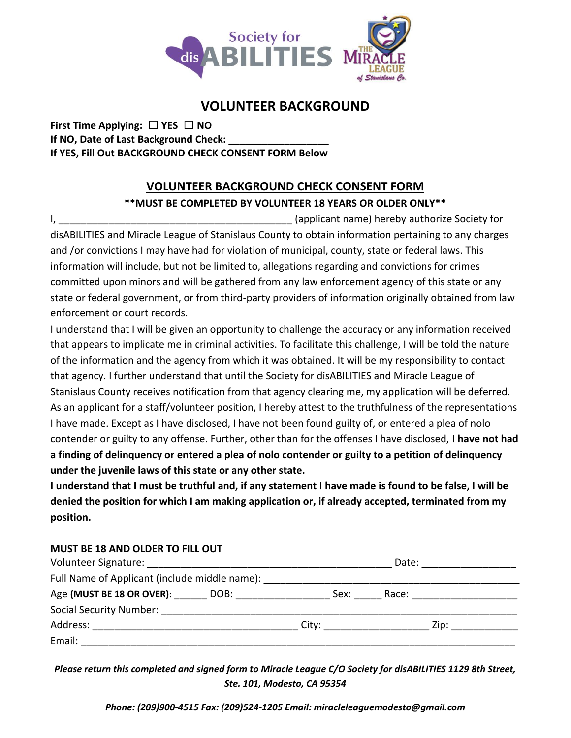Society for disABILITIES — The Miracle League of Stanislaus Co.

## VOLUNTEER BACKGROUND

**First Time Applying: ☐ YES ☐ NO**
**If NO, Date of Last Background Check: __________________**
**If YES, Fill Out BACKGROUND CHECK CONSENT FORM Below**

### <u>VOLUNTEER BACKGROUND CHECK CONSENT FORM</u>

**\*\*MUST BE COMPLETED BY VOLUNTEER 18 YEARS OR OLDER ONLY\*\***

I, __________________________________________ (applicant name) hereby authorize Society for disABILITIES and Miracle League of Stanislaus County to obtain information pertaining to any charges and /or convictions I may have had for violation of municipal, county, state or federal laws. This information will include, but not be limited to, allegations regarding and convictions for crimes committed upon minors and will be gathered from any law enforcement agency of this state or any state or federal government, or from third-party providers of information originally obtained from law enforcement or court records.

I understand that I will be given an opportunity to challenge the accuracy or any information received that appears to implicate me in criminal activities. To facilitate this challenge, I will be told the nature of the information and the agency from which it was obtained. It will be my responsibility to contact that agency. I further understand that until the Society for disABILITIES and Miracle League of Stanislaus County receives notification from that agency clearing me, my application will be deferred. As an applicant for a staff/volunteer position, I hereby attest to the truthfulness of the representations I have made. Except as I have disclosed, I have not been found guilty of, or entered a plea of nolo contender or guilty to any offense. Further, other than for the offenses I have disclosed, **I have not had a finding of delinquency or entered a plea of nolo contender or guilty to a petition of delinquency under the juvenile laws of this state or any other state.**

**I understand that I must be truthful and, if any statement I have made is found to be false, I will be denied the position for which I am making application or, if already accepted, terminated from my position.**

**MUST BE 18 AND OLDER TO FILL OUT**

Volunteer Signature: ____________________________________________ Date: _________________

Full Name of Applicant (include middle name): ______________________________________________

Age **(MUST BE 18 OR OVER)**: ______ DOB: _________________ Sex: _____ Race: ___________________

Social Security Number: _________________________________________________________________

Address: _____________________________________ City: ___________________ Zip: ____________

Email: _______________________________________________________________________________

*Please return this completed and signed form to Miracle League C/O Society for disABILITIES 1129 8th Street, Ste. 101, Modesto, CA 95354*

*Phone: (209)900-4515 Fax: (209)524-1205 Email: miracleleaguemodesto@gmail.com*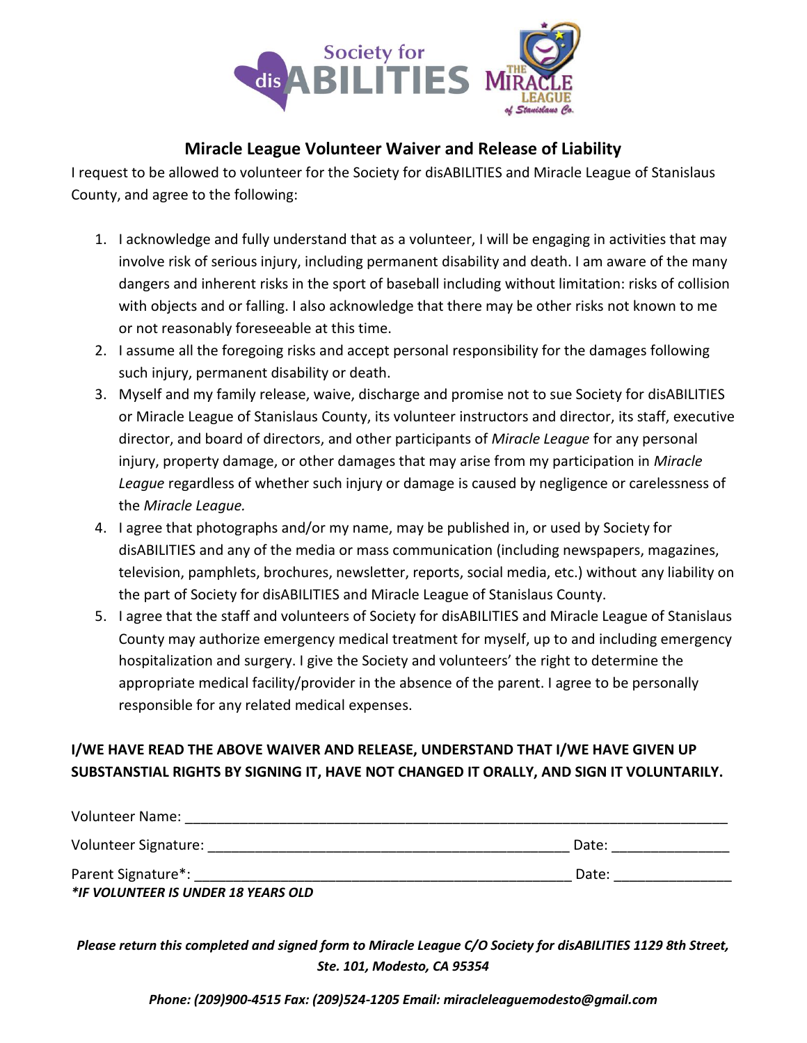## Miracle League Volunteer Waiver and Release of Liability

I request to be allowed to volunteer for the Society for disABILITIES and Miracle League of Stanislaus County, and agree to the following:

1. I acknowledge and fully understand that as a volunteer, I will be engaging in activities that may involve risk of serious injury, including permanent disability and death. I am aware of the many dangers and inherent risks in the sport of baseball including without limitation: risks of collision with objects and or falling. I also acknowledge that there may be other risks not known to me or not reasonably foreseeable at this time.
2. I assume all the foregoing risks and accept personal responsibility for the damages following such injury, permanent disability or death.
3. Myself and my family release, waive, discharge and promise not to sue Society for disABILITIES or Miracle League of Stanislaus County, its volunteer instructors and director, its staff, executive director, and board of directors, and other participants of *Miracle League* for any personal injury, property damage, or other damages that may arise from my participation in *Miracle League* regardless of whether such injury or damage is caused by negligence or carelessness of the *Miracle League.*
4. I agree that photographs and/or my name, may be published in, or used by Society for disABILITIES and any of the media or mass communication (including newspapers, magazines, television, pamphlets, brochures, newsletter, reports, social media, etc.) without any liability on the part of Society for disABILITIES and Miracle League of Stanislaus County.
5. I agree that the staff and volunteers of Society for disABILITIES and Miracle League of Stanislaus County may authorize emergency medical treatment for myself, up to and including emergency hospitalization and surgery. I give the Society and volunteers' the right to determine the appropriate medical facility/provider in the absence of the parent. I agree to be personally responsible for any related medical expenses.

**I/WE HAVE READ THE ABOVE WAIVER AND RELEASE, UNDERSTAND THAT I/WE HAVE GIVEN UP SUBSTANSTIAL RIGHTS BY SIGNING IT, HAVE NOT CHANGED IT ORALLY, AND SIGN IT VOLUNTARILY.**

Volunteer Name: ______________________________________________________________________

Volunteer Signature: _______________________________________________ Date: _______________

Parent Signature*: __________________________________________________ Date: _______________

***IF VOLUNTEER IS UNDER 18 YEARS OLD***

***Please return this completed and signed form to Miracle League C/O Society for disABILITIES 1129 8th Street, Ste. 101, Modesto, CA 95354***

***Phone: (209)900-4515 Fax: (209)524-1205 Email: miracleleaguemodesto@gmail.com***